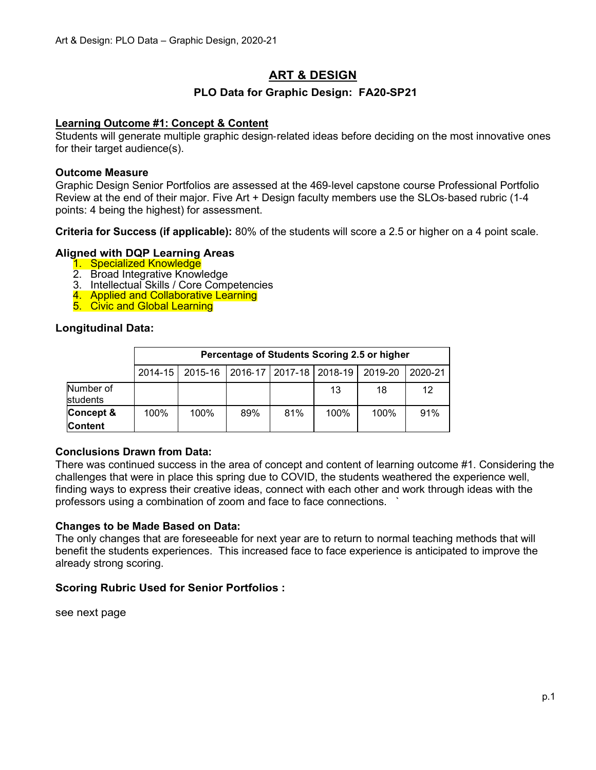# ART & DESIGN

## PLO Data for Graphic Design: FA20-SP21

**Learning Outcome #1: Concept & Content**

Students will generate multiple graphic design-related ideas before deciding on the most innovative ones for their target audience(s).

**Outcome Measure**

Graphic Design Senior Portfolios are assessed at the 469-level capstone course Professional Portfolio Review at the end of their major. Five Art + Design faculty members use the SLOs-based rubric (1-4 points: 4 being the highest) for assessment.

**Criteria for Success (if applicable):** 80% of the students will score a 2.5 or higher on a 4 point scale.

**Aligned with DQP Learning Areas**

1. Specialized Knowledge
2. Broad Integrative Knowledge
3. Intellectual Skills / Core Competencies
4. Applied and Collaborative Learning
5. Civic and Global Learning

**Longitudinal Data:**

| | Percentage of Students Scoring 2.5 or higher | | | | | | |
|---|---|---|---|---|---|---|---|
| | 2014-15 | 2015-16 | 2016-17 | 2017-18 | 2018-19 | 2019-20 | 2020-21 |
| Number of students | | | | | 13 | 18 | 12 |
| **Concept & Content** | 100% | 100% | 89% | 81% | 100% | 100% | 91% |

**Conclusions Drawn from Data:**

There was continued success in the area of concept and content of learning outcome #1. Considering the challenges that were in place this spring due to COVID, the students weathered the experience well, finding ways to express their creative ideas, connect with each other and work through ideas with the professors using a combination of zoom and face to face connections. `

**Changes to be Made Based on Data:**

The only changes that are foreseeable for next year are to return to normal teaching methods that will benefit the students experiences. This increased face to face experience is anticipated to improve the already strong scoring.

**Scoring Rubric Used for Senior Portfolios :**

see next page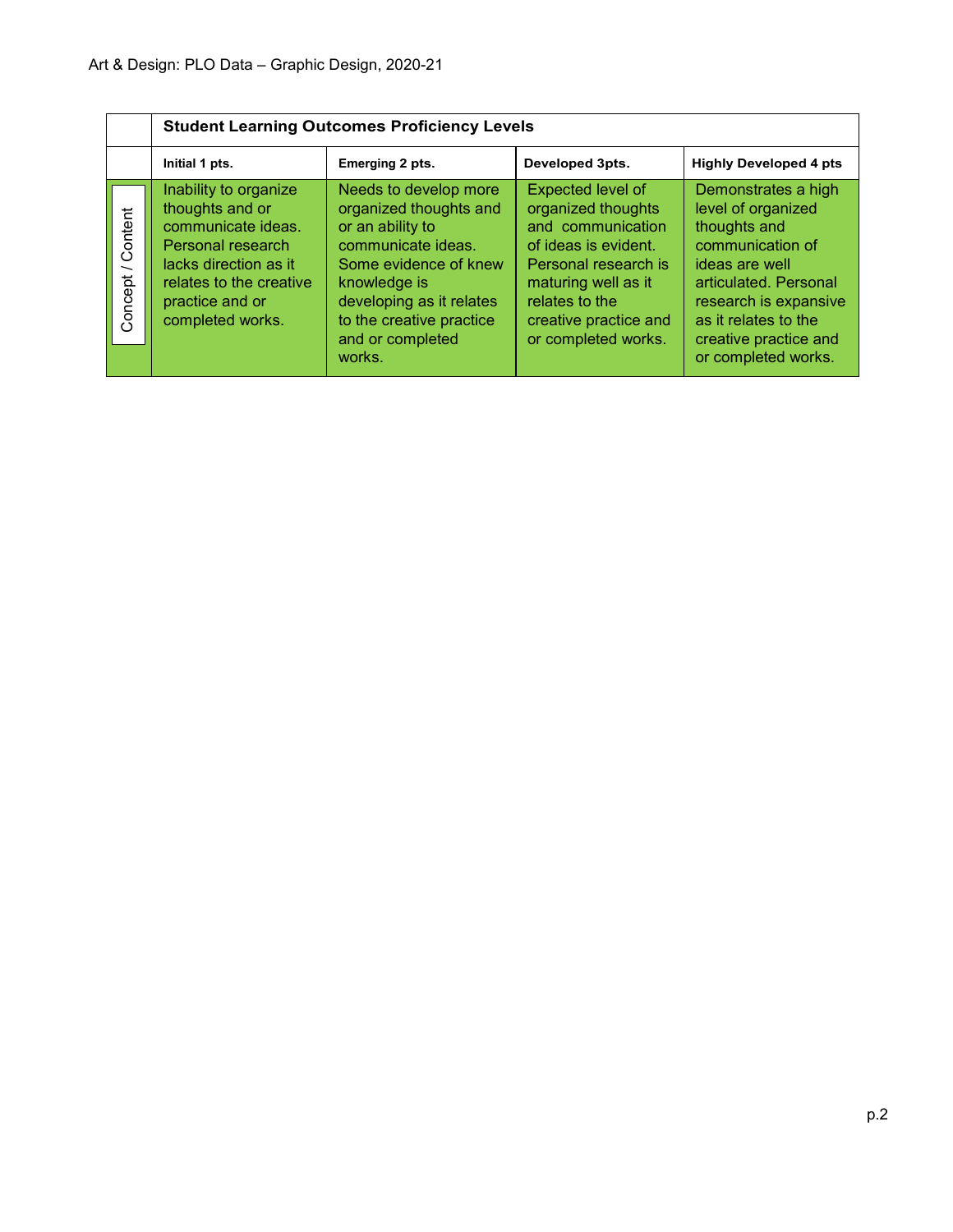Art & Design: PLO Data – Graphic Design, 2020-21

| | **Student Learning Outcomes Proficiency Levels** | | | |
|---|---|---|---|---|
| | **Initial 1 pts.** | **Emerging 2 pts.** | **Developed 3pts.** | **Highly Developed 4 pts** |
| Concept / Content | Inability to organize thoughts and or communicate ideas. Personal research lacks direction as it relates to the creative practice and or completed works. | Needs to develop more organized thoughts and or an ability to communicate ideas. Some evidence of knew knowledge is developing as it relates to the creative practice and or completed works. | Expected level of organized thoughts and communication of ideas is evident. Personal research is maturing well as it relates to the creative practice and or completed works. | Demonstrates a high level of organized thoughts and communication of ideas are well articulated. Personal research is expansive as it relates to the creative practice and or completed works. |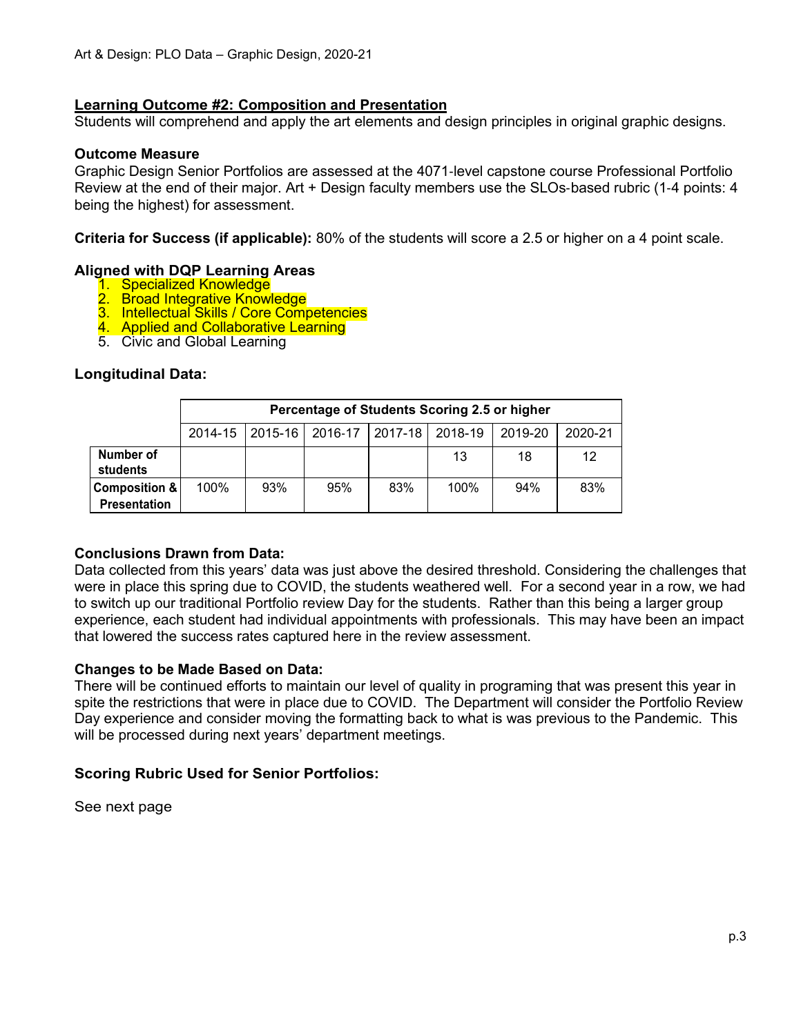**Learning Outcome #2: Composition and Presentation**

Students will comprehend and apply the art elements and design principles in original graphic designs.

### Outcome Measure

Graphic Design Senior Portfolios are assessed at the 4071-level capstone course Professional Portfolio Review at the end of their major. Art + Design faculty members use the SLOs-based rubric (1-4 points: 4 being the highest) for assessment.

**Criteria for Success (if applicable):** 80% of the students will score a 2.5 or higher on a 4 point scale.

### Aligned with DQP Learning Areas

1. Specialized Knowledge
2. Broad Integrative Knowledge
3. Intellectual Skills / Core Competencies
4. Applied and Collaborative Learning
5. Civic and Global Learning

### Longitudinal Data:

| | Percentage of Students Scoring 2.5 or higher | | | | | | |
|---|---|---|---|---|---|---|---|
| | 2014-15 | 2015-16 | 2016-17 | 2017-18 | 2018-19 | 2019-20 | 2020-21 |
| **Number of students** | | | | | 13 | 18 | 12 |
| **Composition & Presentation** | 100% | 93% | 95% | 83% | 100% | 94% | 83% |

### Conclusions Drawn from Data:

Data collected from this years' data was just above the desired threshold. Considering the challenges that were in place this spring due to COVID, the students weathered well. For a second year in a row, we had to switch up our traditional Portfolio review Day for the students. Rather than this being a larger group experience, each student had individual appointments with professionals. This may have been an impact that lowered the success rates captured here in the review assessment.

### Changes to be Made Based on Data:

There will be continued efforts to maintain our level of quality in programing that was present this year in spite the restrictions that were in place due to COVID. The Department will consider the Portfolio Review Day experience and consider moving the formatting back to what is was previous to the Pandemic. This will be processed during next years' department meetings.

### Scoring Rubric Used for Senior Portfolios:

See next page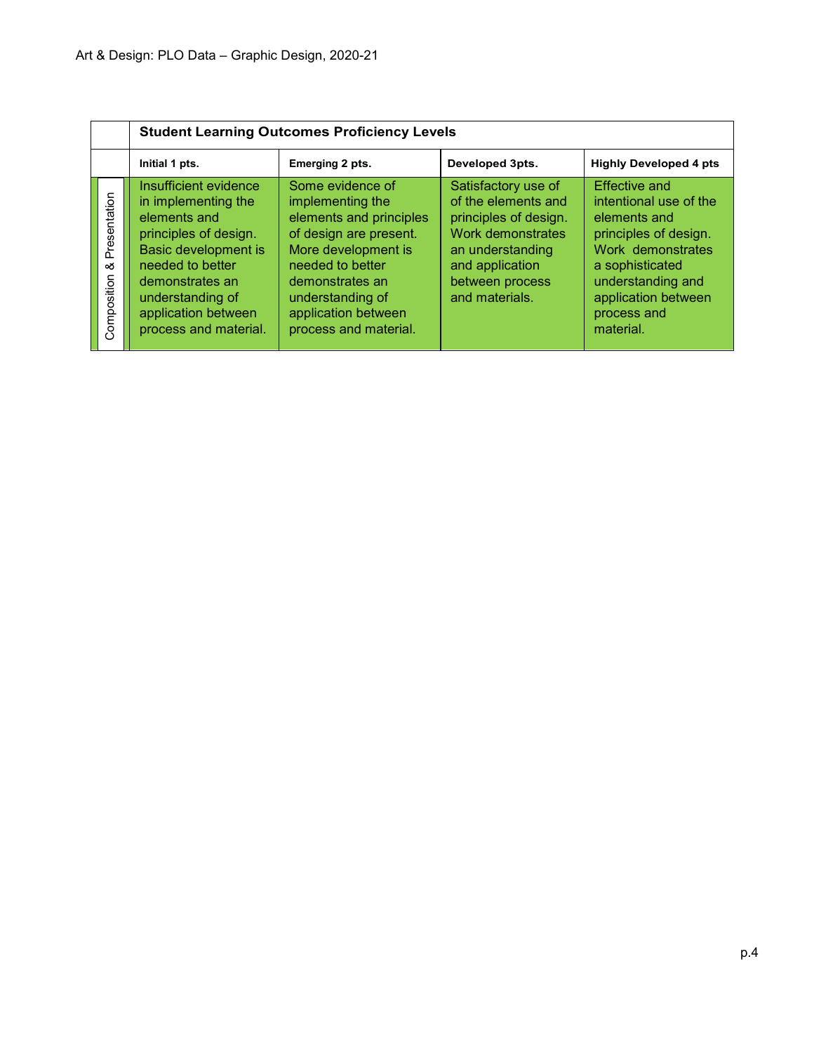Art & Design: PLO Data – Graphic Design, 2020-21

| | Student Learning Outcomes Proficiency Levels | | | |
|---|---|---|---|---|
| | **Initial 1 pts.** | **Emerging 2 pts.** | **Developed 3pts.** | **Highly Developed 4 pts** |
| Composition & Presentation | Insufficient evidence in implementing the elements and principles of design. Basic development is needed to better demonstrates an understanding of application between process and material. | Some evidence of implementing the elements and principles of design are present. More development is needed to better demonstrates an understanding of application between process and material. | Satisfactory use of of the elements and principles of design. Work demonstrates an understanding and application between process and materials. | Effective and intentional use of the elements and principles of design. Work demonstrates a sophisticated understanding and application between process and material. |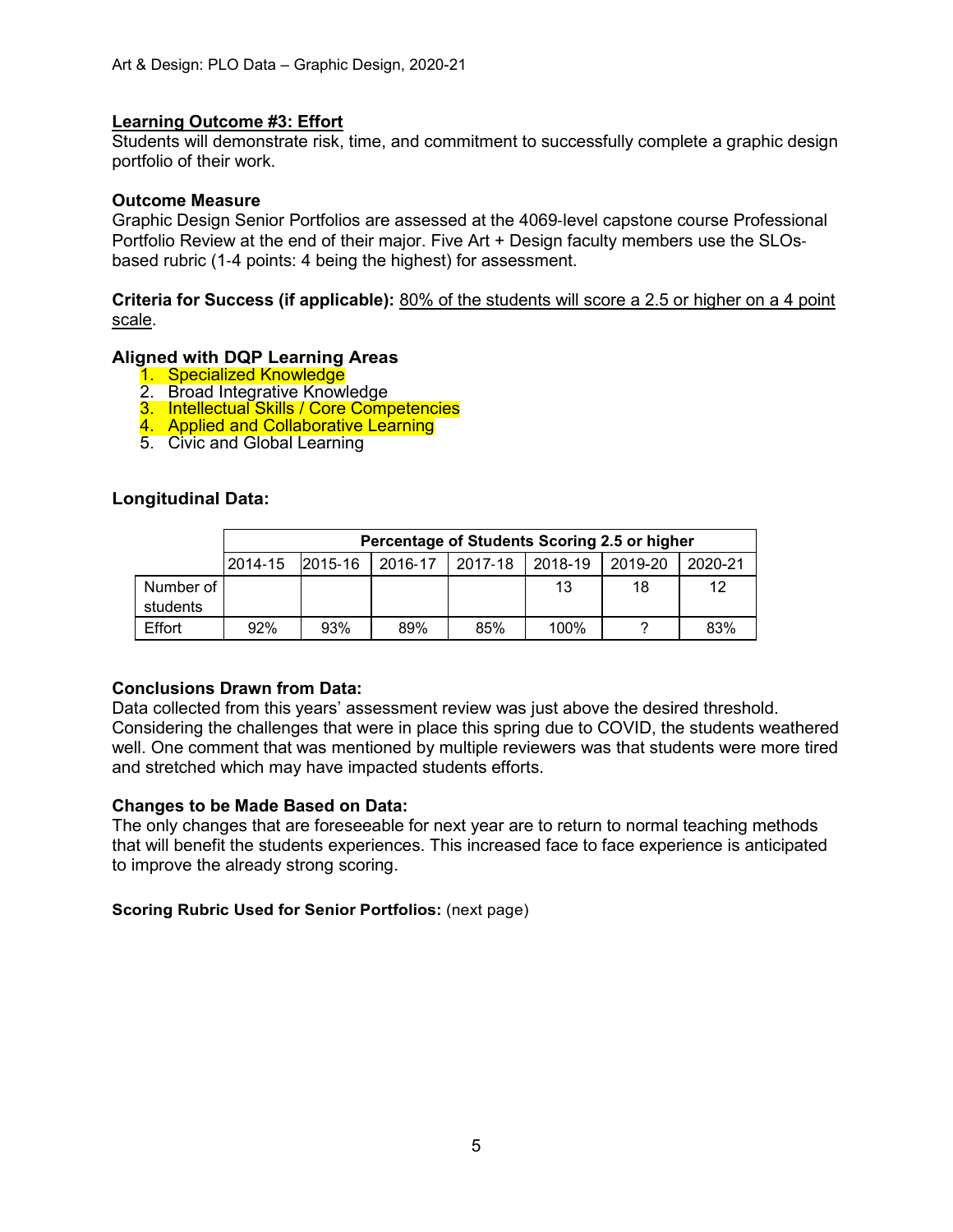## Learning Outcome #3: Effort

Students will demonstrate risk, time, and commitment to successfully complete a graphic design portfolio of their work.

### Outcome Measure

Graphic Design Senior Portfolios are assessed at the 4069-level capstone course Professional Portfolio Review at the end of their major. Five Art + Design faculty members use the SLOs-based rubric (1-4 points: 4 being the highest) for assessment.

**Criteria for Success (if applicable):** 80% of the students will score a 2.5 or higher on a 4 point scale.

### Aligned with DQP Learning Areas

1. Specialized Knowledge
2. Broad Integrative Knowledge
3. Intellectual Skills / Core Competencies
4. Applied and Collaborative Learning
5. Civic and Global Learning

### Longitudinal Data:

| | Percentage of Students Scoring 2.5 or higher | | | | | | |
|---|---|---|---|---|---|---|---|
| | 2014-15 | 2015-16 | 2016-17 | 2017-18 | 2018-19 | 2019-20 | 2020-21 |
| Number of students | | | | | 13 | 18 | 12 |
| Effort | 92% | 93% | 89% | 85% | 100% | ? | 83% |

### Conclusions Drawn from Data:

Data collected from this years' assessment review was just above the desired threshold. Considering the challenges that were in place this spring due to COVID, the students weathered well. One comment that was mentioned by multiple reviewers was that students were more tired and stretched which may have impacted students efforts.

### Changes to be Made Based on Data:

The only changes that are foreseeable for next year are to return to normal teaching methods that will benefit the students experiences. This increased face to face experience is anticipated to improve the already strong scoring.

**Scoring Rubric Used for Senior Portfolios:** (next page)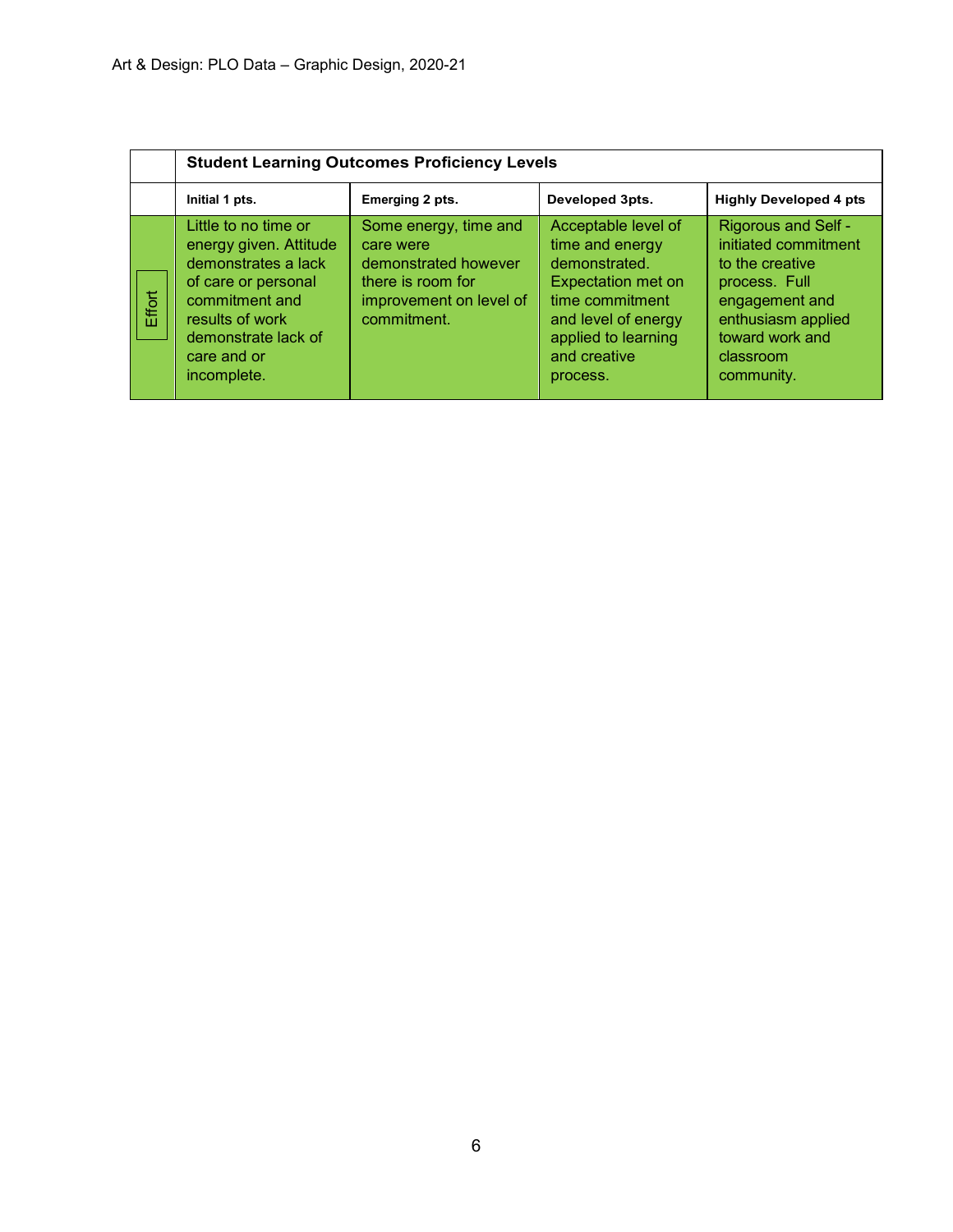| | Student Learning Outcomes Proficiency Levels | | | |
|---|---|---|---|---|
| | **Initial 1 pts.** | **Emerging 2 pts.** | **Developed 3pts.** | **Highly Developed 4 pts** |
| Effort | Little to no time or energy given. Attitude demonstrates a lack of care or personal commitment and results of work demonstrate lack of care and or incomplete. | Some energy, time and care were demonstrated however there is room for improvement on level of commitment. | Acceptable level of time and energy demonstrated. Expectation met on time commitment and level of energy applied to learning and creative process. | Rigorous and Self - initiated commitment to the creative process. Full engagement and enthusiasm applied toward work and classroom community. |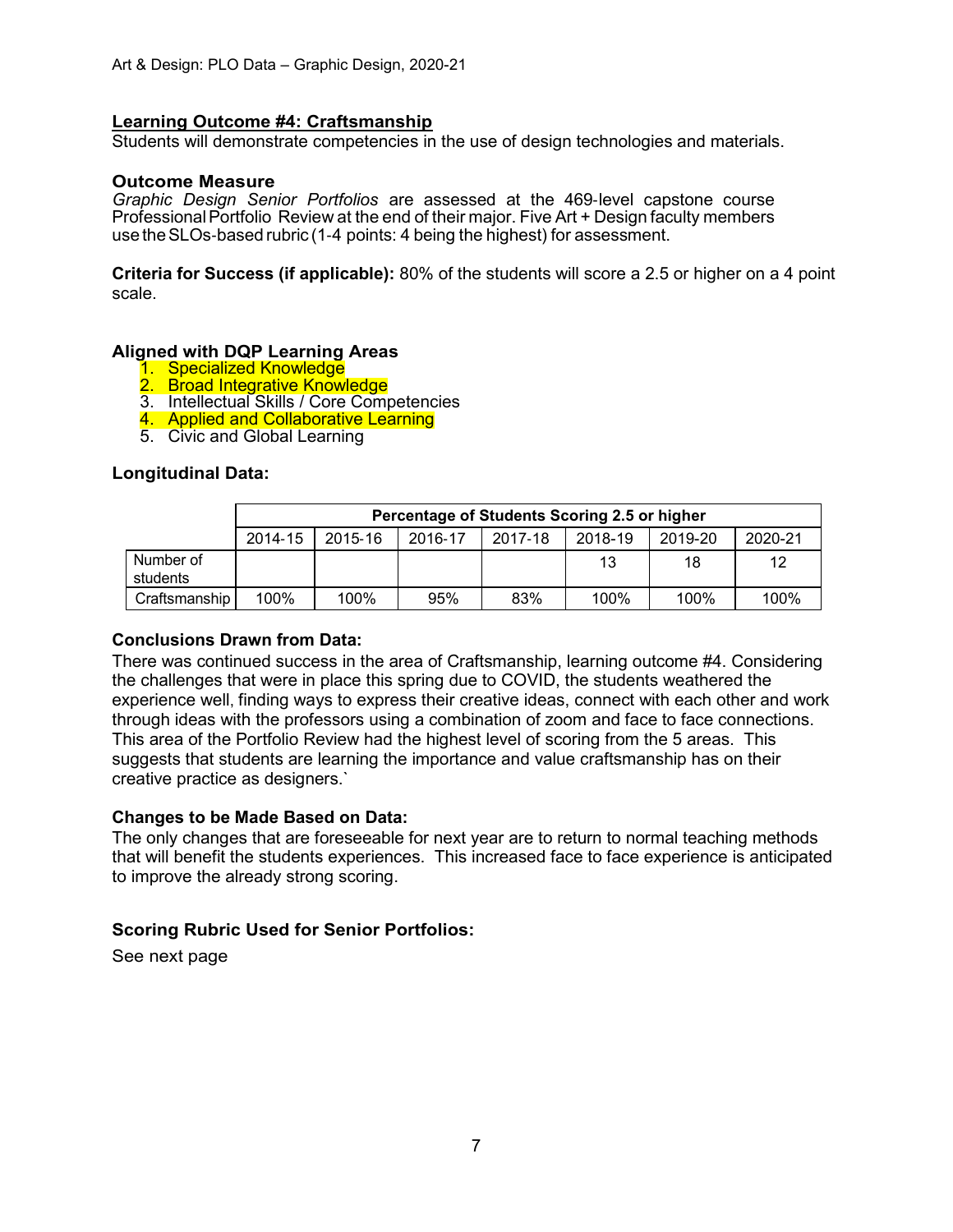## Learning Outcome #4: Craftsmanship

Students will demonstrate competencies in the use of design technologies and materials.

### Outcome Measure

*Graphic Design Senior Portfolios* are assessed at the 469-level capstone course Professional Portfolio Review at the end of their major. Five Art + Design faculty members use the SLOs-based rubric (1-4 points: 4 being the highest) for assessment.

**Criteria for Success (if applicable):** 80% of the students will score a 2.5 or higher on a 4 point scale.

### Aligned with DQP Learning Areas

1. Specialized Knowledge
2. Broad Integrative Knowledge
3. Intellectual Skills / Core Competencies
4. Applied and Collaborative Learning
5. Civic and Global Learning

### Longitudinal Data:

| | Percentage of Students Scoring 2.5 or higher | | | | | | |
|---|---|---|---|---|---|---|---|
| | 2014-15 | 2015-16 | 2016-17 | 2017-18 | 2018-19 | 2019-20 | 2020-21 |
| Number of students | | | | | 13 | 18 | 12 |
| Craftsmanship | 100% | 100% | 95% | 83% | 100% | 100% | 100% |

### Conclusions Drawn from Data:

There was continued success in the area of Craftsmanship, learning outcome #4. Considering the challenges that were in place this spring due to COVID, the students weathered the experience well, finding ways to express their creative ideas, connect with each other and work through ideas with the professors using a combination of zoom and face to face connections. This area of the Portfolio Review had the highest level of scoring from the 5 areas. This suggests that students are learning the importance and value craftsmanship has on their creative practice as designers.`

### Changes to be Made Based on Data:

The only changes that are foreseeable for next year are to return to normal teaching methods that will benefit the students experiences. This increased face to face experience is anticipated to improve the already strong scoring.

### Scoring Rubric Used for Senior Portfolios:

See next page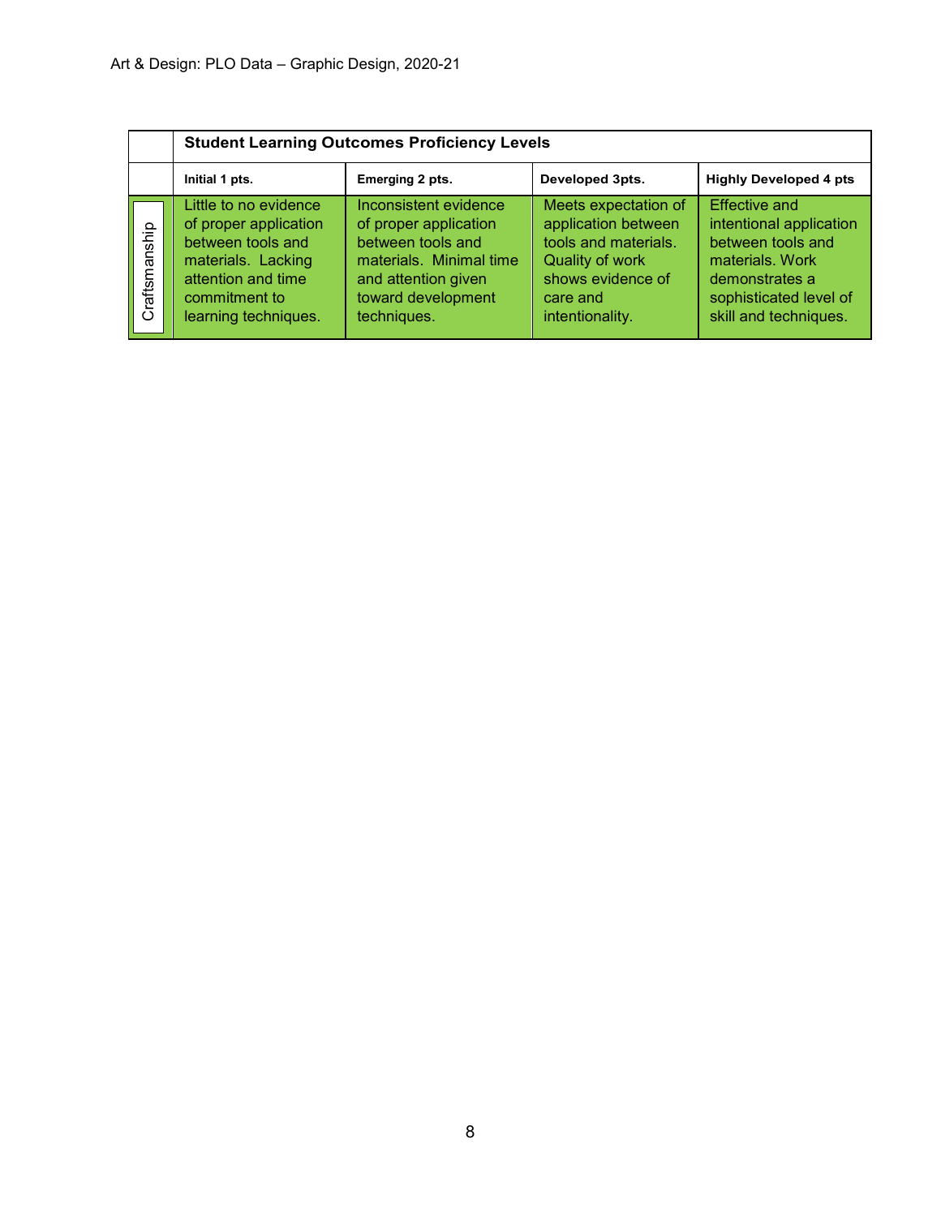| | Student Learning Outcomes Proficiency Levels | | | |
|---|---|---|---|---|
| | **Initial 1 pts.** | **Emerging 2 pts.** | **Developed 3pts.** | **Highly Developed 4 pts** |
| Craftsmanship | Little to no evidence of proper application between tools and materials. Lacking attention and time commitment to learning techniques. | Inconsistent evidence of proper application between tools and materials. Minimal time and attention given toward development techniques. | Meets expectation of application between tools and materials. Quality of work shows evidence of care and intentionality. | Effective and intentional application between tools and materials. Work demonstrates a sophisticated level of skill and techniques. |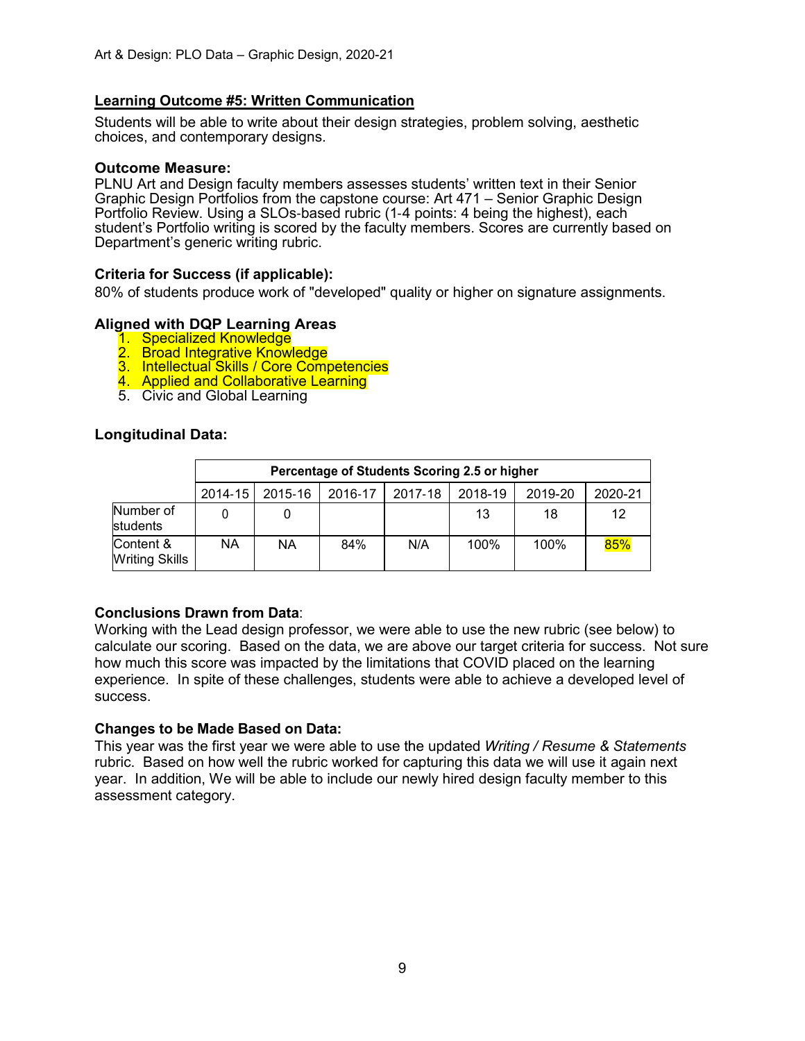## Learning Outcome #5: Written Communication

Students will be able to write about their design strategies, problem solving, aesthetic choices, and contemporary designs.

### Outcome Measure:

PLNU Art and Design faculty members assesses students' written text in their Senior Graphic Design Portfolios from the capstone course: Art 471 – Senior Graphic Design Portfolio Review. Using a SLOs-based rubric (1-4 points: 4 being the highest), each student's Portfolio writing is scored by the faculty members. Scores are currently based on Department's generic writing rubric.

### Criteria for Success (if applicable):

80% of students produce work of "developed" quality or higher on signature assignments.

### Aligned with DQP Learning Areas

1. Specialized Knowledge
2. Broad Integrative Knowledge
3. Intellectual Skills / Core Competencies
4. Applied and Collaborative Learning
5. Civic and Global Learning

### Longitudinal Data:

| | Percentage of Students Scoring 2.5 or higher | | | | | | |
|---|---|---|---|---|---|---|---|
| | 2014-15 | 2015-16 | 2016-17 | 2017-18 | 2018-19 | 2019-20 | 2020-21 |
| Number of students | 0 | 0 | | | 13 | 18 | 12 |
| Content & Writing Skills | NA | NA | 84% | N/A | 100% | 100% | 85% |

### Conclusions Drawn from Data:

Working with the Lead design professor, we were able to use the new rubric (see below) to calculate our scoring. Based on the data, we are above our target criteria for success. Not sure how much this score was impacted by the limitations that COVID placed on the learning experience. In spite of these challenges, students were able to achieve a developed level of success.

### Changes to be Made Based on Data:

This year was the first year we were able to use the updated *Writing / Resume & Statements* rubric. Based on how well the rubric worked for capturing this data we will use it again next year. In addition, We will be able to include our newly hired design faculty member to this assessment category.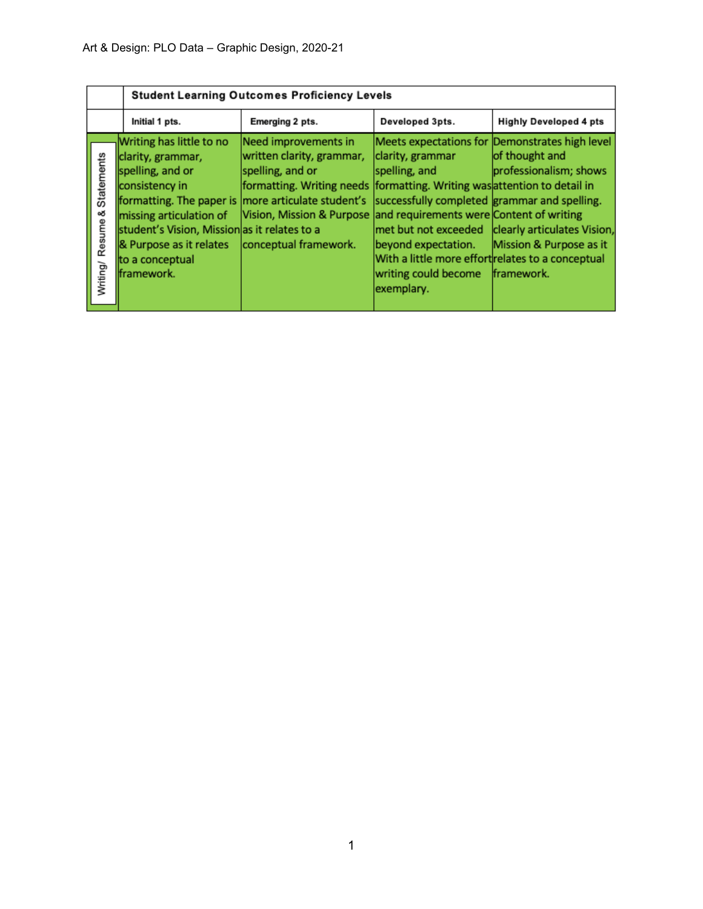Art & Design: PLO Data – Graphic Design, 2020-21

| | Student Learning Outcomes Proficiency Levels | | | |
|---|---|---|---|---|
| | **Initial 1 pts.** | **Emerging 2 pts.** | **Developed 3pts.** | **Highly Developed 4 pts** |
| Writing/ Resume & Statements | Writing has little to no clarity, grammar, spelling, and or consistency in formatting. The paper is missing articulation of student's Vision, Mission & Purpose as it relates to a conceptual framework. | Need improvements in written clarity, grammar, spelling, and or formatting. Writing needs more articulate student's Vision, Mission & Purpose as it relates to a conceptual framework. | Meets expectations for clarity, grammar spelling, and formatting. Writing was successfully completed and requirements were met but not exceeded beyond expectation. With a little more effort writing could become exemplary. | Demonstrates high level of thought and professionalism; shows attention to detail in grammar and spelling. Content of writing clearly articulates Vision, Mission & Purpose as it relates to a conceptual framework. |